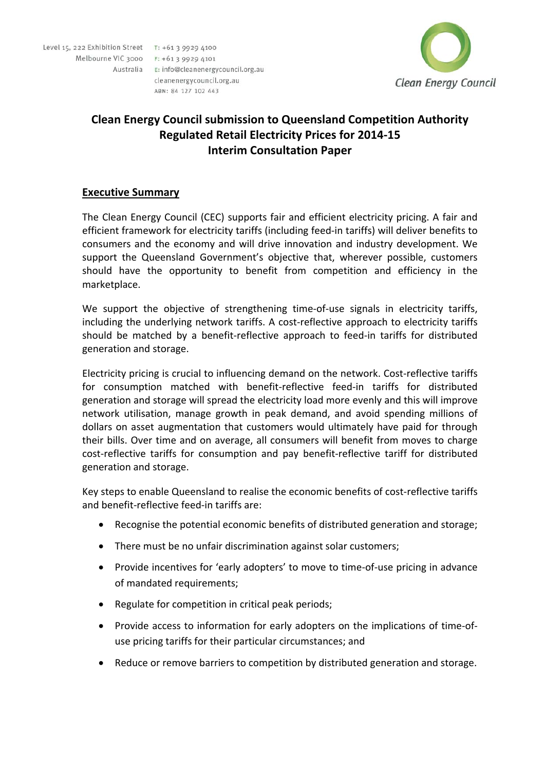Level 15, 222 Exhibition Street
Melbourne VIC 3000
Australia

T: +61 3 9929 4100
F: +61 3 9929 4101
E: info@cleanenergycouncil.org.au
cleanenergycouncil.org.au
ABN: 84 127 102 443

Clean Energy Council

# Clean Energy Council submission to Queensland Competition Authority Regulated Retail Electricity Prices for 2014-15 Interim Consultation Paper

## Executive Summary

The Clean Energy Council (CEC) supports fair and efficient electricity pricing. A fair and efficient framework for electricity tariffs (including feed-in tariffs) will deliver benefits to consumers and the economy and will drive innovation and industry development. We support the Queensland Government's objective that, wherever possible, customers should have the opportunity to benefit from competition and efficiency in the marketplace.

We support the objective of strengthening time-of-use signals in electricity tariffs, including the underlying network tariffs. A cost-reflective approach to electricity tariffs should be matched by a benefit-reflective approach to feed-in tariffs for distributed generation and storage.

Electricity pricing is crucial to influencing demand on the network. Cost-reflective tariffs for consumption matched with benefit-reflective feed-in tariffs for distributed generation and storage will spread the electricity load more evenly and this will improve network utilisation, manage growth in peak demand, and avoid spending millions of dollars on asset augmentation that customers would ultimately have paid for through their bills. Over time and on average, all consumers will benefit from moves to charge cost-reflective tariffs for consumption and pay benefit-reflective tariff for distributed generation and storage.

Key steps to enable Queensland to realise the economic benefits of cost-reflective tariffs and benefit-reflective feed-in tariffs are:

- Recognise the potential economic benefits of distributed generation and storage;
- There must be no unfair discrimination against solar customers;
- Provide incentives for 'early adopters' to move to time-of-use pricing in advance of mandated requirements;
- Regulate for competition in critical peak periods;
- Provide access to information for early adopters on the implications of time-of-use pricing tariffs for their particular circumstances; and
- Reduce or remove barriers to competition by distributed generation and storage.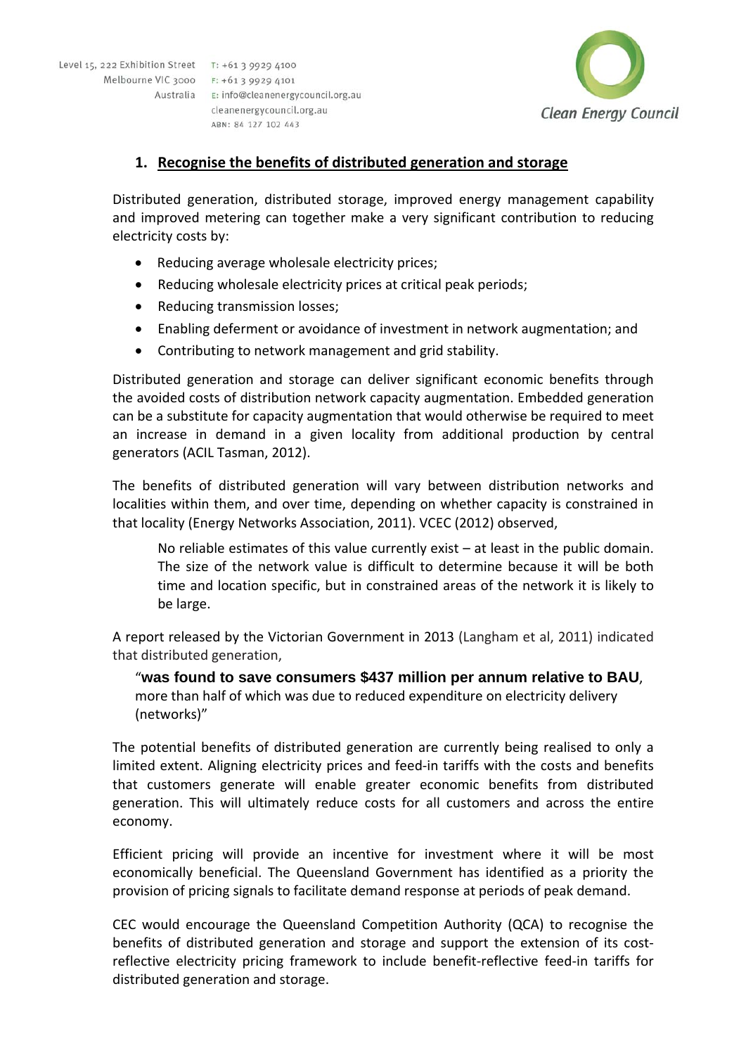## 1. Recognise the benefits of distributed generation and storage

Distributed generation, distributed storage, improved energy management capability and improved metering can together make a very significant contribution to reducing electricity costs by:

- Reducing average wholesale electricity prices;
- Reducing wholesale electricity prices at critical peak periods;
- Reducing transmission losses;
- Enabling deferment or avoidance of investment in network augmentation; and
- Contributing to network management and grid stability.

Distributed generation and storage can deliver significant economic benefits through the avoided costs of distribution network capacity augmentation. Embedded generation can be a substitute for capacity augmentation that would otherwise be required to meet an increase in demand in a given locality from additional production by central generators (ACIL Tasman, 2012).

The benefits of distributed generation will vary between distribution networks and localities within them, and over time, depending on whether capacity is constrained in that locality (Energy Networks Association, 2011). VCEC (2012) observed,

> No reliable estimates of this value currently exist – at least in the public domain. The size of the network value is difficult to determine because it will be both time and location specific, but in constrained areas of the network it is likely to be large.

A report released by the Victorian Government in 2013 (Langham et al, 2011) indicated that distributed generation,

> "**was found to save consumers $437 million per annum relative to BAU**, more than half of which was due to reduced expenditure on electricity delivery (networks)"

The potential benefits of distributed generation are currently being realised to only a limited extent. Aligning electricity prices and feed-in tariffs with the costs and benefits that customers generate will enable greater economic benefits from distributed generation. This will ultimately reduce costs for all customers and across the entire economy.

Efficient pricing will provide an incentive for investment where it will be most economically beneficial. The Queensland Government has identified as a priority the provision of pricing signals to facilitate demand response at periods of peak demand.

CEC would encourage the Queensland Competition Authority (QCA) to recognise the benefits of distributed generation and storage and support the extension of its cost-reflective electricity pricing framework to include benefit-reflective feed-in tariffs for distributed generation and storage.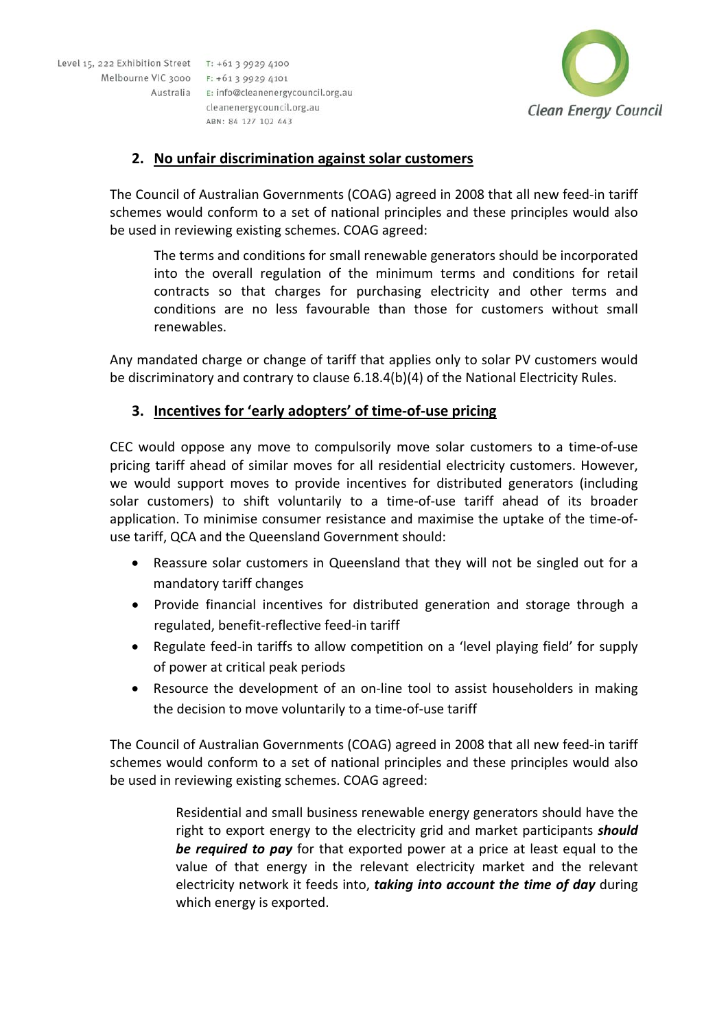## 2. No unfair discrimination against solar customers

The Council of Australian Governments (COAG) agreed in 2008 that all new feed-in tariff schemes would conform to a set of national principles and these principles would also be used in reviewing existing schemes. COAG agreed:

> The terms and conditions for small renewable generators should be incorporated into the overall regulation of the minimum terms and conditions for retail contracts so that charges for purchasing electricity and other terms and conditions are no less favourable than those for customers without small renewables.

Any mandated charge or change of tariff that applies only to solar PV customers would be discriminatory and contrary to clause 6.18.4(b)(4) of the National Electricity Rules.

## 3. Incentives for 'early adopters' of time-of-use pricing

CEC would oppose any move to compulsorily move solar customers to a time-of-use pricing tariff ahead of similar moves for all residential electricity customers. However, we would support moves to provide incentives for distributed generators (including solar customers) to shift voluntarily to a time-of-use tariff ahead of its broader application. To minimise consumer resistance and maximise the uptake of the time-of-use tariff, QCA and the Queensland Government should:

- Reassure solar customers in Queensland that they will not be singled out for a mandatory tariff changes
- Provide financial incentives for distributed generation and storage through a regulated, benefit-reflective feed-in tariff
- Regulate feed-in tariffs to allow competition on a 'level playing field' for supply of power at critical peak periods
- Resource the development of an on-line tool to assist householders in making the decision to move voluntarily to a time-of-use tariff

The Council of Australian Governments (COAG) agreed in 2008 that all new feed-in tariff schemes would conform to a set of national principles and these principles would also be used in reviewing existing schemes. COAG agreed:

> Residential and small business renewable energy generators should have the right to export energy to the electricity grid and market participants ***should be required to pay*** for that exported power at a price at least equal to the value of that energy in the relevant electricity market and the relevant electricity network it feeds into, ***taking into account the time of day*** during which energy is exported.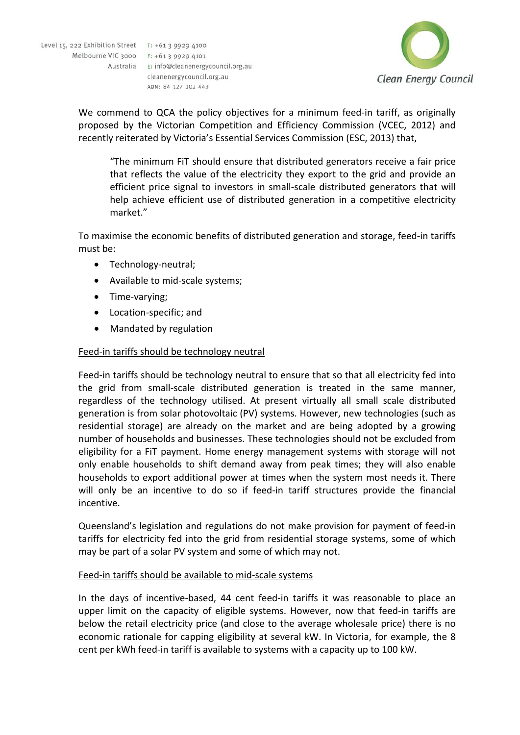We commend to QCA the policy objectives for a minimum feed-in tariff, as originally proposed by the Victorian Competition and Efficiency Commission (VCEC, 2012) and recently reiterated by Victoria's Essential Services Commission (ESC, 2013) that,

> "The minimum FiT should ensure that distributed generators receive a fair price that reflects the value of the electricity they export to the grid and provide an efficient price signal to investors in small-scale distributed generators that will help achieve efficient use of distributed generation in a competitive electricity market."

To maximise the economic benefits of distributed generation and storage, feed-in tariffs must be:

- Technology-neutral;
- Available to mid-scale systems;
- Time-varying;
- Location-specific; and
- Mandated by regulation

<u>Feed-in tariffs should be technology neutral</u>

Feed-in tariffs should be technology neutral to ensure that so that all electricity fed into the grid from small-scale distributed generation is treated in the same manner, regardless of the technology utilised. At present virtually all small scale distributed generation is from solar photovoltaic (PV) systems. However, new technologies (such as residential storage) are already on the market and are being adopted by a growing number of households and businesses. These technologies should not be excluded from eligibility for a FiT payment. Home energy management systems with storage will not only enable households to shift demand away from peak times; they will also enable households to export additional power at times when the system most needs it. There will only be an incentive to do so if feed-in tariff structures provide the financial incentive.

Queensland's legislation and regulations do not make provision for payment of feed-in tariffs for electricity fed into the grid from residential storage systems, some of which may be part of a solar PV system and some of which may not.

<u>Feed-in tariffs should be available to mid-scale systems</u>

In the days of incentive-based, 44 cent feed-in tariffs it was reasonable to place an upper limit on the capacity of eligible systems. However, now that feed-in tariffs are below the retail electricity price (and close to the average wholesale price) there is no economic rationale for capping eligibility at several kW. In Victoria, for example, the 8 cent per kWh feed-in tariff is available to systems with a capacity up to 100 kW.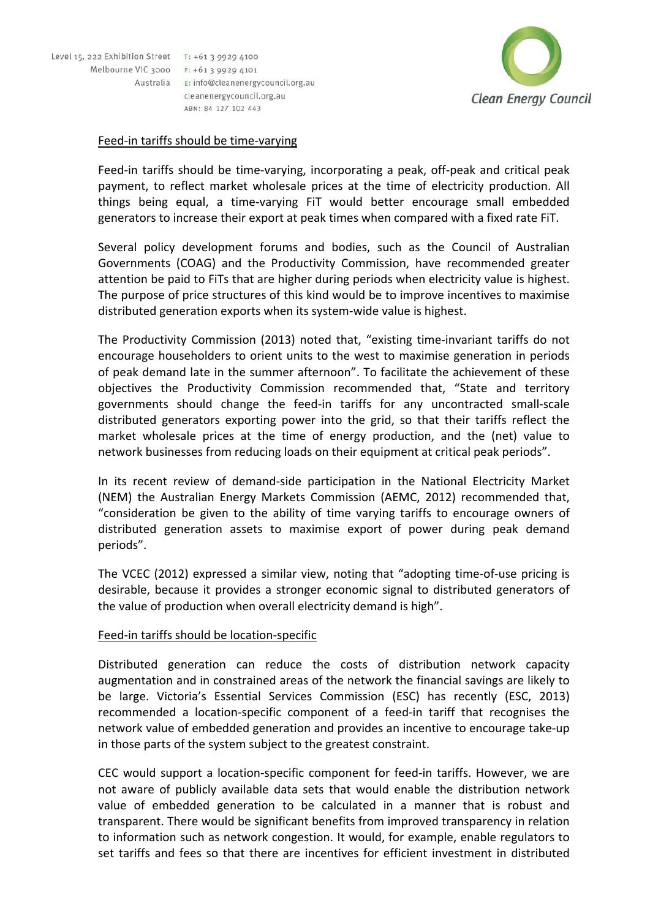Feed-in tariffs should be time-varying

Feed-in tariffs should be time-varying, incorporating a peak, off-peak and critical peak payment, to reflect market wholesale prices at the time of electricity production. All things being equal, a time-varying FiT would better encourage small embedded generators to increase their export at peak times when compared with a fixed rate FiT.

Several policy development forums and bodies, such as the Council of Australian Governments (COAG) and the Productivity Commission, have recommended greater attention be paid to FiTs that are higher during periods when electricity value is highest. The purpose of price structures of this kind would be to improve incentives to maximise distributed generation exports when its system-wide value is highest.

The Productivity Commission (2013) noted that, "existing time-invariant tariffs do not encourage householders to orient units to the west to maximise generation in periods of peak demand late in the summer afternoon". To facilitate the achievement of these objectives the Productivity Commission recommended that, "State and territory governments should change the feed-in tariffs for any uncontracted small-scale distributed generators exporting power into the grid, so that their tariffs reflect the market wholesale prices at the time of energy production, and the (net) value to network businesses from reducing loads on their equipment at critical peak periods".

In its recent review of demand-side participation in the National Electricity Market (NEM) the Australian Energy Markets Commission (AEMC, 2012) recommended that, "consideration be given to the ability of time varying tariffs to encourage owners of distributed generation assets to maximise export of power during peak demand periods".

The VCEC (2012) expressed a similar view, noting that "adopting time-of-use pricing is desirable, because it provides a stronger economic signal to distributed generators of the value of production when overall electricity demand is high".

Feed-in tariffs should be location-specific

Distributed generation can reduce the costs of distribution network capacity augmentation and in constrained areas of the network the financial savings are likely to be large. Victoria's Essential Services Commission (ESC) has recently (ESC, 2013) recommended a location-specific component of a feed-in tariff that recognises the network value of embedded generation and provides an incentive to encourage take-up in those parts of the system subject to the greatest constraint.

CEC would support a location-specific component for feed-in tariffs. However, we are not aware of publicly available data sets that would enable the distribution network value of embedded generation to be calculated in a manner that is robust and transparent. There would be significant benefits from improved transparency in relation to information such as network congestion. It would, for example, enable regulators to set tariffs and fees so that there are incentives for efficient investment in distributed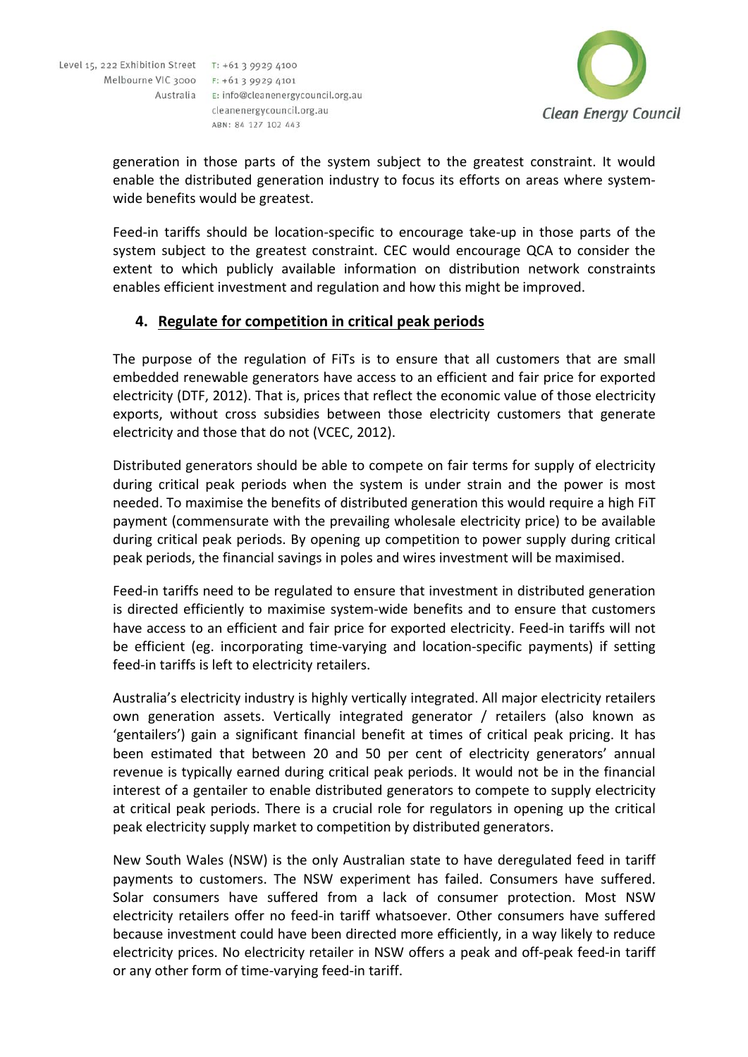generation in those parts of the system subject to the greatest constraint. It would enable the distributed generation industry to focus its efforts on areas where system-wide benefits would be greatest.

Feed-in tariffs should be location-specific to encourage take-up in those parts of the system subject to the greatest constraint. CEC would encourage QCA to consider the extent to which publicly available information on distribution network constraints enables efficient investment and regulation and how this might be improved.

## 4. Regulate for competition in critical peak periods

The purpose of the regulation of FiTs is to ensure that all customers that are small embedded renewable generators have access to an efficient and fair price for exported electricity (DTF, 2012). That is, prices that reflect the economic value of those electricity exports, without cross subsidies between those electricity customers that generate electricity and those that do not (VCEC, 2012).

Distributed generators should be able to compete on fair terms for supply of electricity during critical peak periods when the system is under strain and the power is most needed. To maximise the benefits of distributed generation this would require a high FiT payment (commensurate with the prevailing wholesale electricity price) to be available during critical peak periods. By opening up competition to power supply during critical peak periods, the financial savings in poles and wires investment will be maximised.

Feed-in tariffs need to be regulated to ensure that investment in distributed generation is directed efficiently to maximise system-wide benefits and to ensure that customers have access to an efficient and fair price for exported electricity. Feed-in tariffs will not be efficient (eg. incorporating time-varying and location-specific payments) if setting feed-in tariffs is left to electricity retailers.

Australia's electricity industry is highly vertically integrated. All major electricity retailers own generation assets. Vertically integrated generator / retailers (also known as 'gentailers') gain a significant financial benefit at times of critical peak pricing. It has been estimated that between 20 and 50 per cent of electricity generators' annual revenue is typically earned during critical peak periods. It would not be in the financial interest of a gentailer to enable distributed generators to compete to supply electricity at critical peak periods. There is a crucial role for regulators in opening up the critical peak electricity supply market to competition by distributed generators.

New South Wales (NSW) is the only Australian state to have deregulated feed in tariff payments to customers. The NSW experiment has failed. Consumers have suffered. Solar consumers have suffered from a lack of consumer protection. Most NSW electricity retailers offer no feed-in tariff whatsoever. Other consumers have suffered because investment could have been directed more efficiently, in a way likely to reduce electricity prices. No electricity retailer in NSW offers a peak and off-peak feed-in tariff or any other form of time-varying feed-in tariff.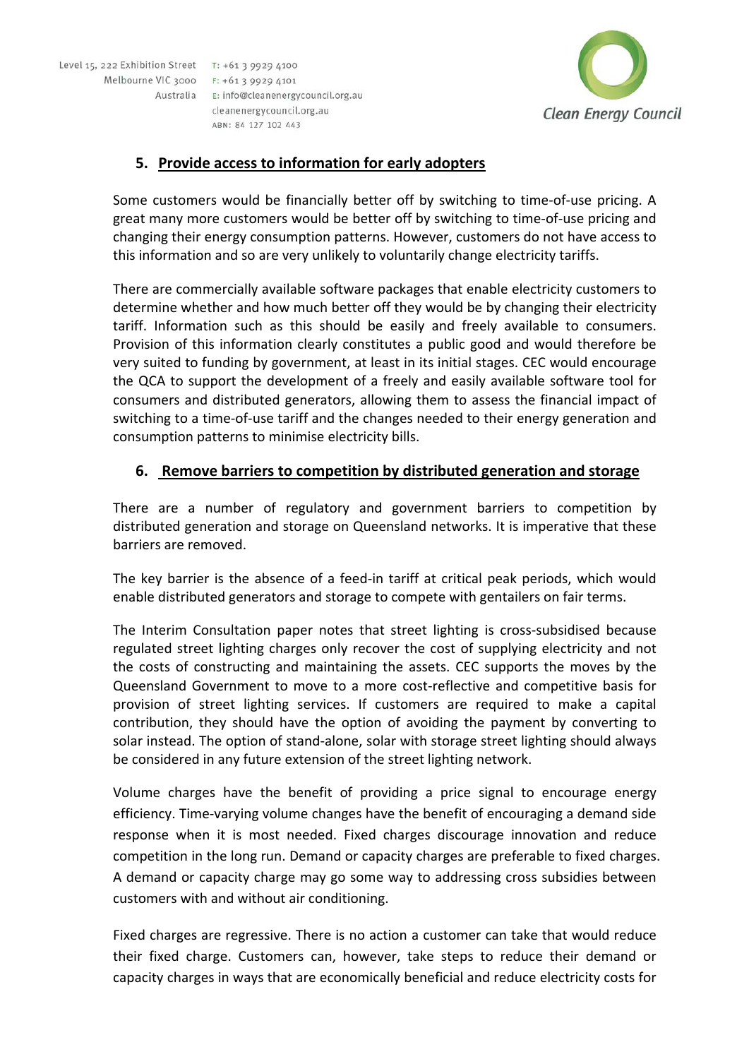## 5. Provide access to information for early adopters

Some customers would be financially better off by switching to time-of-use pricing. A great many more customers would be better off by switching to time-of-use pricing and changing their energy consumption patterns. However, customers do not have access to this information and so are very unlikely to voluntarily change electricity tariffs.

There are commercially available software packages that enable electricity customers to determine whether and how much better off they would be by changing their electricity tariff. Information such as this should be easily and freely available to consumers. Provision of this information clearly constitutes a public good and would therefore be very suited to funding by government, at least in its initial stages. CEC would encourage the QCA to support the development of a freely and easily available software tool for consumers and distributed generators, allowing them to assess the financial impact of switching to a time-of-use tariff and the changes needed to their energy generation and consumption patterns to minimise electricity bills.

## 6. Remove barriers to competition by distributed generation and storage

There are a number of regulatory and government barriers to competition by distributed generation and storage on Queensland networks. It is imperative that these barriers are removed.

The key barrier is the absence of a feed-in tariff at critical peak periods, which would enable distributed generators and storage to compete with gentailers on fair terms.

The Interim Consultation paper notes that street lighting is cross-subsidised because regulated street lighting charges only recover the cost of supplying electricity and not the costs of constructing and maintaining the assets. CEC supports the moves by the Queensland Government to move to a more cost-reflective and competitive basis for provision of street lighting services. If customers are required to make a capital contribution, they should have the option of avoiding the payment by converting to solar instead. The option of stand-alone, solar with storage street lighting should always be considered in any future extension of the street lighting network.

Volume charges have the benefit of providing a price signal to encourage energy efficiency. Time-varying volume changes have the benefit of encouraging a demand side response when it is most needed. Fixed charges discourage innovation and reduce competition in the long run. Demand or capacity charges are preferable to fixed charges. A demand or capacity charge may go some way to addressing cross subsidies between customers with and without air conditioning.

Fixed charges are regressive. There is no action a customer can take that would reduce their fixed charge. Customers can, however, take steps to reduce their demand or capacity charges in ways that are economically beneficial and reduce electricity costs for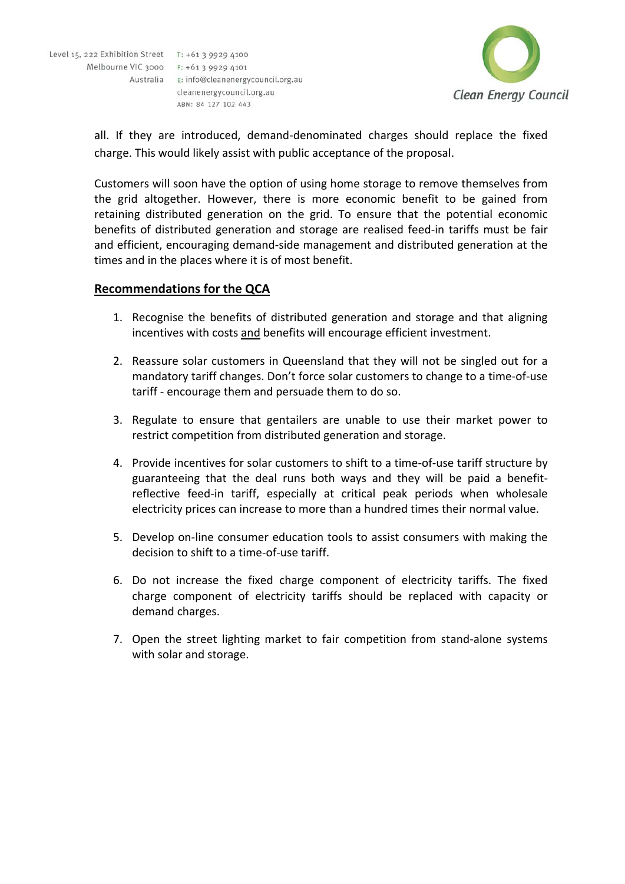all. If they are introduced, demand-denominated charges should replace the fixed charge. This would likely assist with public acceptance of the proposal.

Customers will soon have the option of using home storage to remove themselves from the grid altogether. However, there is more economic benefit to be gained from retaining distributed generation on the grid. To ensure that the potential economic benefits of distributed generation and storage are realised feed-in tariffs must be fair and efficient, encouraging demand-side management and distributed generation at the times and in the places where it is of most benefit.

## Recommendations for the QCA

1. Recognise the benefits of distributed generation and storage and that aligning incentives with costs and benefits will encourage efficient investment.
2. Reassure solar customers in Queensland that they will not be singled out for a mandatory tariff changes. Don't force solar customers to change to a time-of-use tariff - encourage them and persuade them to do so.
3. Regulate to ensure that gentailers are unable to use their market power to restrict competition from distributed generation and storage.
4. Provide incentives for solar customers to shift to a time-of-use tariff structure by guaranteeing that the deal runs both ways and they will be paid a benefit-reflective feed-in tariff, especially at critical peak periods when wholesale electricity prices can increase to more than a hundred times their normal value.
5. Develop on-line consumer education tools to assist consumers with making the decision to shift to a time-of-use tariff.
6. Do not increase the fixed charge component of electricity tariffs. The fixed charge component of electricity tariffs should be replaced with capacity or demand charges.
7. Open the street lighting market to fair competition from stand-alone systems with solar and storage.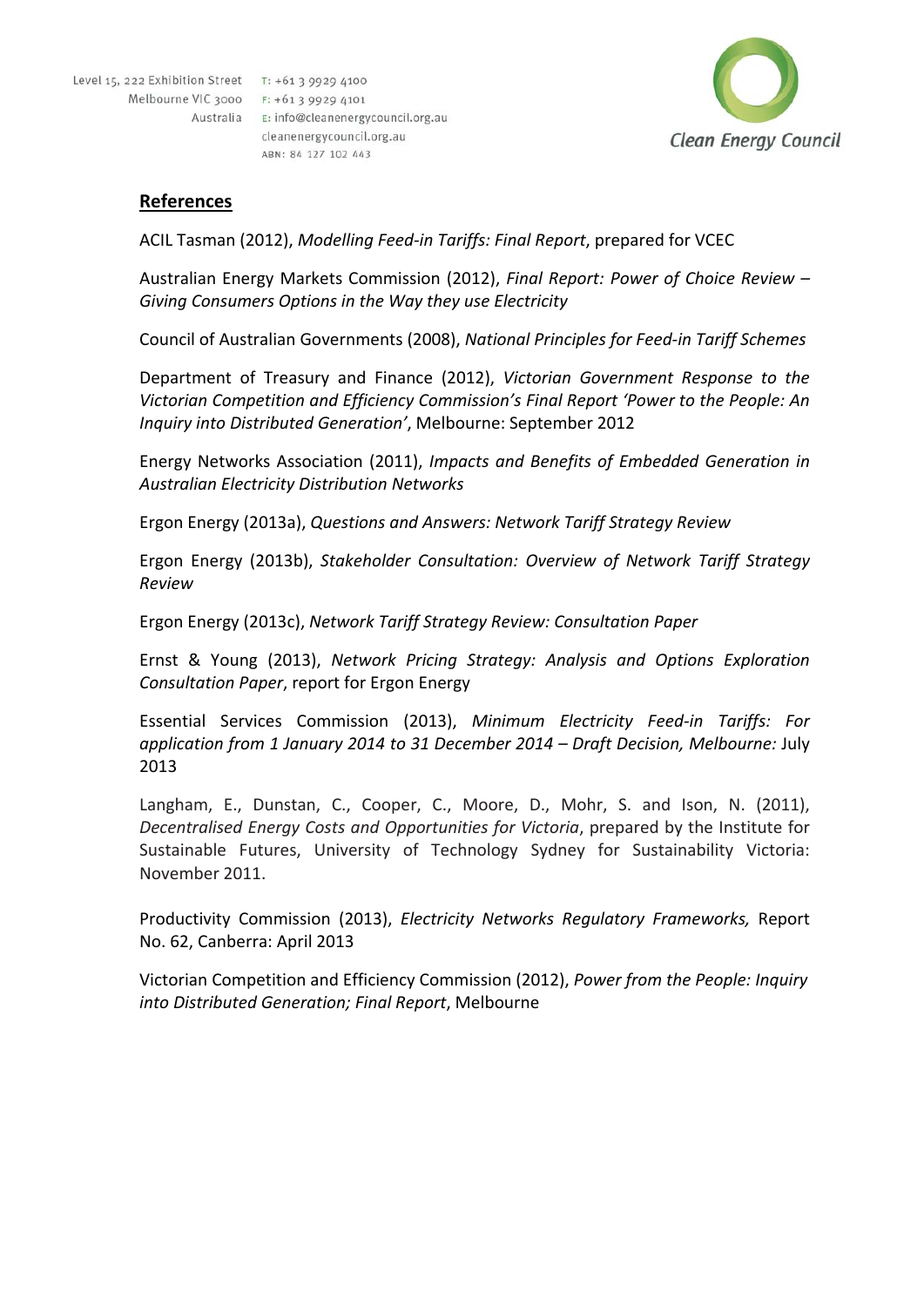## References

ACIL Tasman (2012), *Modelling Feed-in Tariffs: Final Report*, prepared for VCEC

Australian Energy Markets Commission (2012), *Final Report: Power of Choice Review – Giving Consumers Options in the Way they use Electricity*

Council of Australian Governments (2008), *National Principles for Feed-in Tariff Schemes*

Department of Treasury and Finance (2012), *Victorian Government Response to the Victorian Competition and Efficiency Commission's Final Report 'Power to the People: An Inquiry into Distributed Generation'*, Melbourne: September 2012

Energy Networks Association (2011), *Impacts and Benefits of Embedded Generation in Australian Electricity Distribution Networks*

Ergon Energy (2013a), *Questions and Answers: Network Tariff Strategy Review*

Ergon Energy (2013b), *Stakeholder Consultation: Overview of Network Tariff Strategy Review*

Ergon Energy (2013c), *Network Tariff Strategy Review: Consultation Paper*

Ernst & Young (2013), *Network Pricing Strategy: Analysis and Options Exploration Consultation Paper*, report for Ergon Energy

Essential Services Commission (2013), *Minimum Electricity Feed-in Tariffs: For application from 1 January 2014 to 31 December 2014 – Draft Decision, Melbourne:* July 2013

Langham, E., Dunstan, C., Cooper, C., Moore, D., Mohr, S. and Ison, N. (2011), *Decentralised Energy Costs and Opportunities for Victoria*, prepared by the Institute for Sustainable Futures, University of Technology Sydney for Sustainability Victoria: November 2011.

Productivity Commission (2013), *Electricity Networks Regulatory Frameworks,* Report No. 62, Canberra: April 2013

Victorian Competition and Efficiency Commission (2012), *Power from the People: Inquiry into Distributed Generation; Final Report*, Melbourne